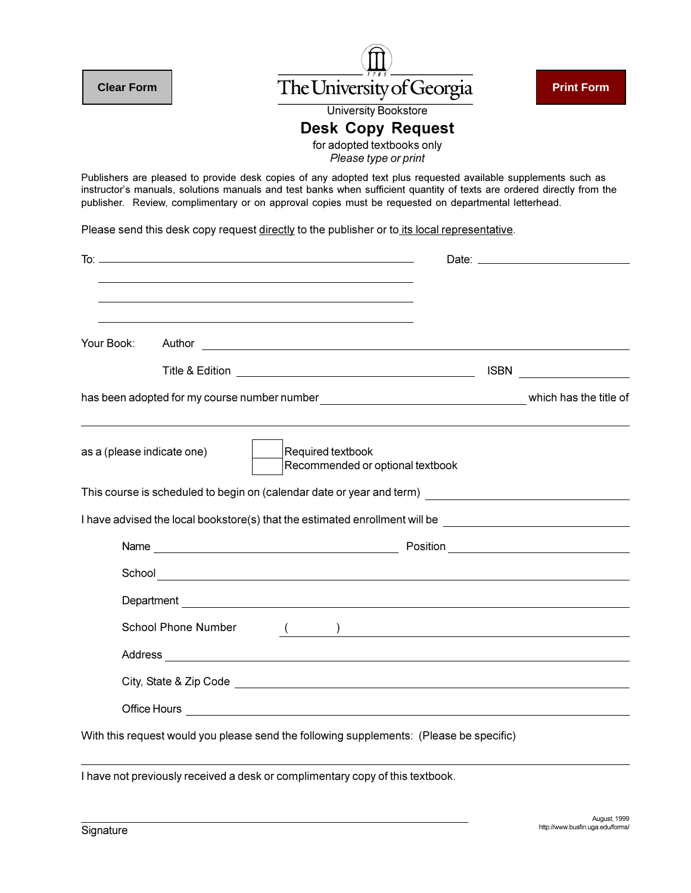Clear Form

The University of Georgia

University Bookstore

Print Form

# Desk Copy Request

for adopted textbooks only

*Please type or print*

Publishers are pleased to provide desk copies of any adopted text plus requested available supplements such as instructor's manuals, solutions manuals and test banks when sufficient quantity of texts are ordered directly from the publisher. Review, complimentary or on approval copies must be requested on departmental letterhead.

Please send this desk copy request directly to the publisher or to its local representative.

To: ______________________________ Date: ______________

______________________________

______________________________

______________________________

Your Book: Author ______________________________

Title & Edition ______________________________ ISBN ______________

has been adopted for my course number number ______________________________ which has the title of

______________________________

as a (please indicate one)

- ☐ Required textbook
- ☐ Recommended or optional textbook

This course is scheduled to begin on (calendar date or year and term) ______________

I have advised the local bookstore(s) that the estimated enrollment will be ______________

Name ______________________________ Position ______________

School ______________________________

Department ______________________________

School Phone Number ( ) ______________________________

Address ______________________________

City, State & Zip Code ______________________________

Office Hours ______________________________

With this request would you please send the following supplements: (Please be specific)

______________________________

I have not previously received a desk or complimentary copy of this textbook.

______________________________

Signature

August, 1999

http://www.busfin.uga.edu/forms/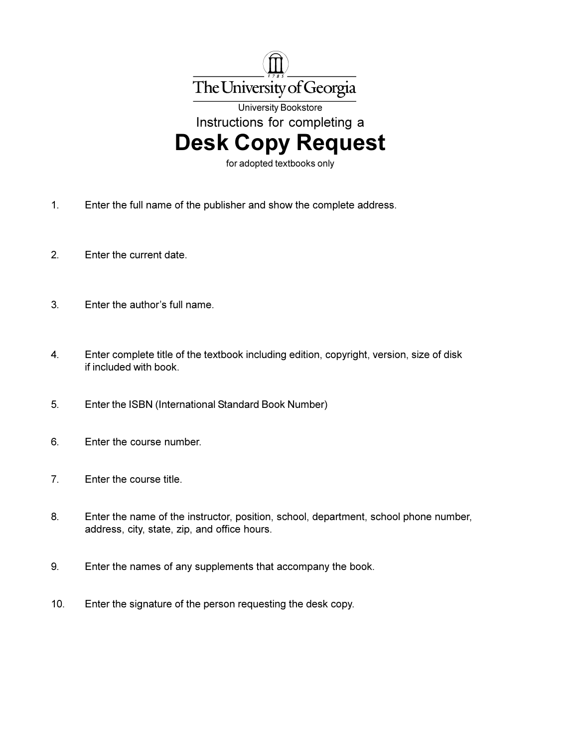The University of Georgia

University Bookstore

Instructions for completing a

# Desk Copy Request

for adopted textbooks only

1. Enter the full name of the publisher and show the complete address.
2. Enter the current date.
3. Enter the author's full name.
4. Enter complete title of the textbook including edition, copyright, version, size of disk if included with book.
5. Enter the ISBN (International Standard Book Number)
6. Enter the course number.
7. Enter the course title.
8. Enter the name of the instructor, position, school, department, school phone number, address, city, state, zip, and office hours.
9. Enter the names of any supplements that accompany the book.
10. Enter the signature of the person requesting the desk copy.